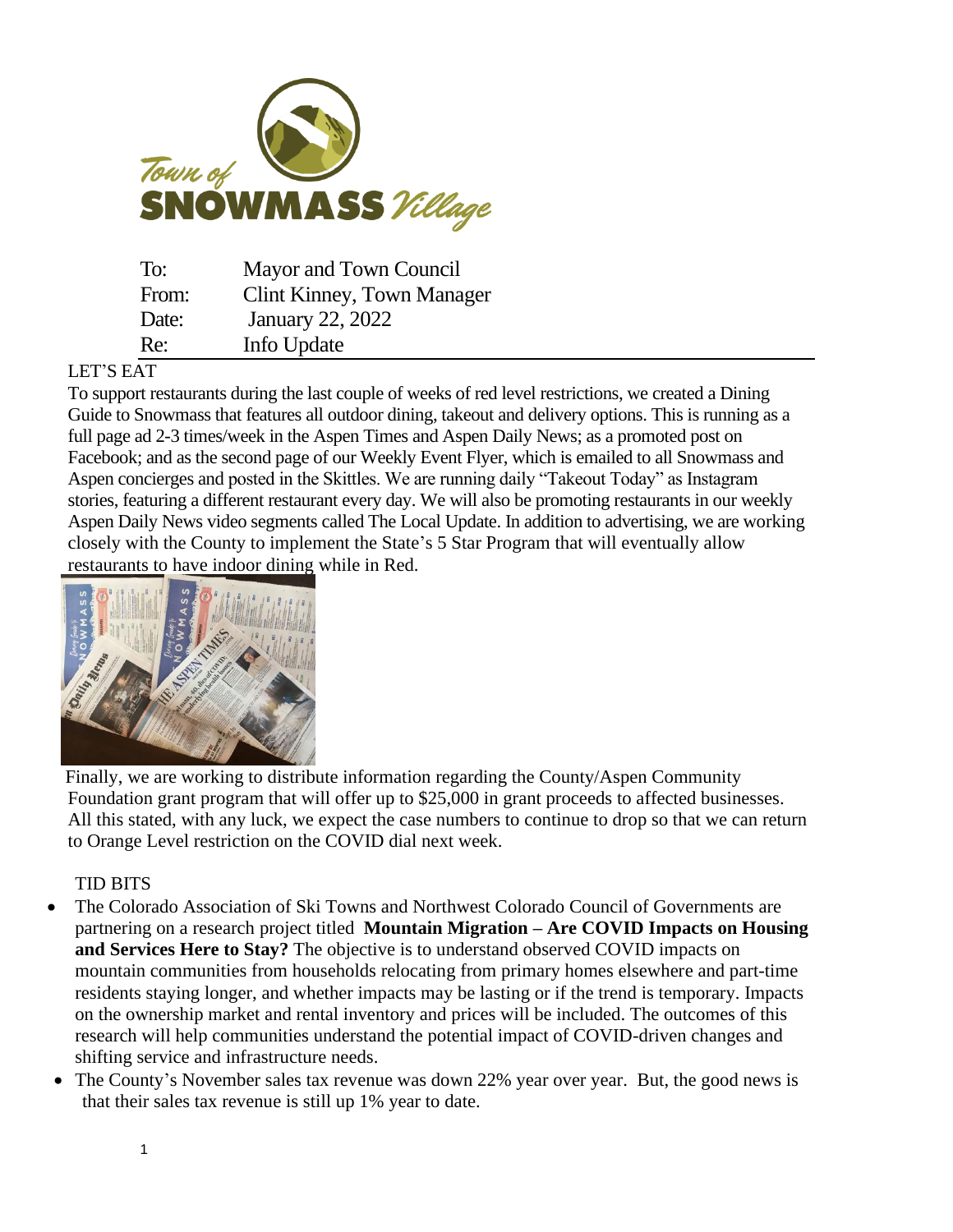Town of SNOWMASS Village

| | |
|---|---|
| To: | Mayor and Town Council |
| From: | Clint Kinney, Town Manager |
| Date: | January 22, 2022 |
| Re: | Info Update |

## LET'S EAT

To support restaurants during the last couple of weeks of red level restrictions, we created a Dining Guide to Snowmass that features all outdoor dining, takeout and delivery options. This is running as a full page ad 2-3 times/week in the Aspen Times and Aspen Daily News; as a promoted post on Facebook; and as the second page of our Weekly Event Flyer, which is emailed to all Snowmass and Aspen concierges and posted in the Skittles. We are running daily "Takeout Today" as Instagram stories, featuring a different restaurant every day. We will also be promoting restaurants in our weekly Aspen Daily News video segments called The Local Update. In addition to advertising, we are working closely with the County to implement the State's 5 Star Program that will eventually allow restaurants to have indoor dining while in Red.

Finally, we are working to distribute information regarding the County/Aspen Community Foundation grant program that will offer up to $25,000 in grant proceeds to affected businesses. All this stated, with any luck, we expect the case numbers to continue to drop so that we can return to Orange Level restriction on the COVID dial next week.

## TID BITS

- The Colorado Association of Ski Towns and Northwest Colorado Council of Governments are partnering on a research project titled **Mountain Migration – Are COVID Impacts on Housing and Services Here to Stay?** The objective is to understand observed COVID impacts on mountain communities from households relocating from primary homes elsewhere and part-time residents staying longer, and whether impacts may be lasting or if the trend is temporary. Impacts on the ownership market and rental inventory and prices will be included. The outcomes of this research will help communities understand the potential impact of COVID-driven changes and shifting service and infrastructure needs.
- The County's November sales tax revenue was down 22% year over year. But, the good news is that their sales tax revenue is still up 1% year to date.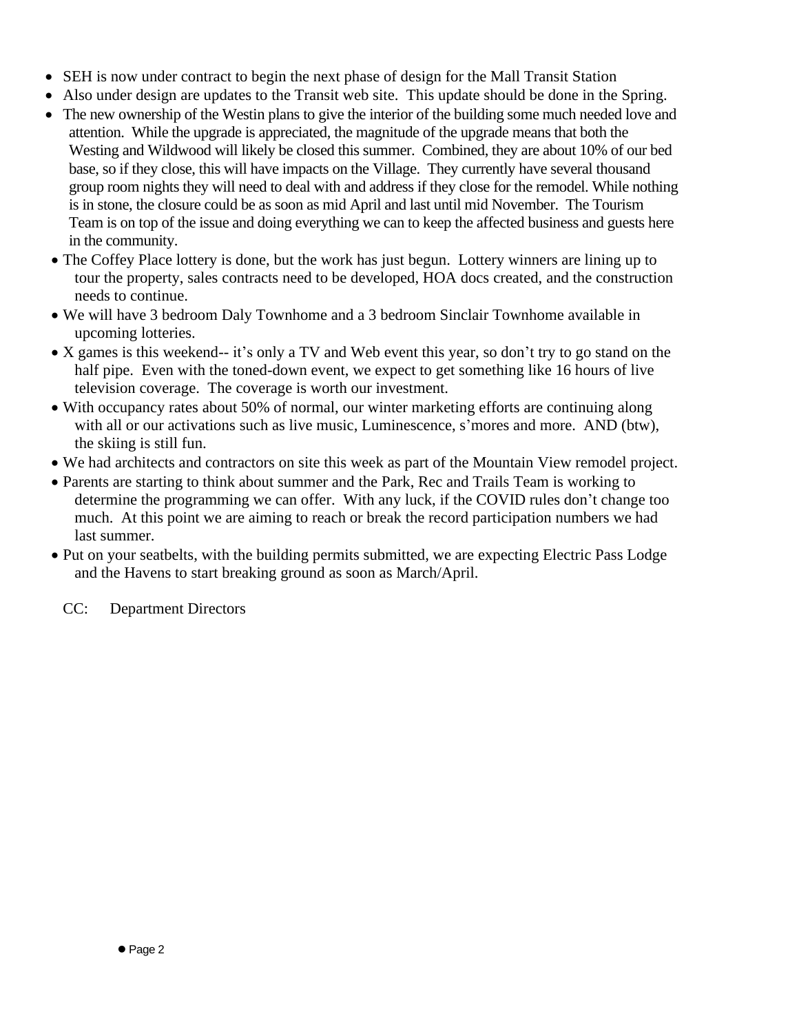- SEH is now under contract to begin the next phase of design for the Mall Transit Station
- Also under design are updates to the Transit web site. This update should be done in the Spring.
- The new ownership of the Westin plans to give the interior of the building some much needed love and attention. While the upgrade is appreciated, the magnitude of the upgrade means that both the Westing and Wildwood will likely be closed this summer. Combined, they are about 10% of our bed base, so if they close, this will have impacts on the Village. They currently have several thousand group room nights they will need to deal with and address if they close for the remodel. While nothing is in stone, the closure could be as soon as mid April and last until mid November. The Tourism Team is on top of the issue and doing everything we can to keep the affected business and guests here in the community.
- The Coffey Place lottery is done, but the work has just begun. Lottery winners are lining up to tour the property, sales contracts need to be developed, HOA docs created, and the construction needs to continue.
- We will have 3 bedroom Daly Townhome and a 3 bedroom Sinclair Townhome available in upcoming lotteries.
- X games is this weekend-- it's only a TV and Web event this year, so don't try to go stand on the half pipe. Even with the toned-down event, we expect to get something like 16 hours of live television coverage. The coverage is worth our investment.
- With occupancy rates about 50% of normal, our winter marketing efforts are continuing along with all or our activations such as live music, Luminescence, s'mores and more. AND (btw), the skiing is still fun.
- We had architects and contractors on site this week as part of the Mountain View remodel project.
- Parents are starting to think about summer and the Park, Rec and Trails Team is working to determine the programming we can offer. With any luck, if the COVID rules don't change too much. At this point we are aiming to reach or break the record participation numbers we had last summer.
- Put on your seatbelts, with the building permits submitted, we are expecting Electric Pass Lodge and the Havens to start breaking ground as soon as March/April.

CC: Department Directors